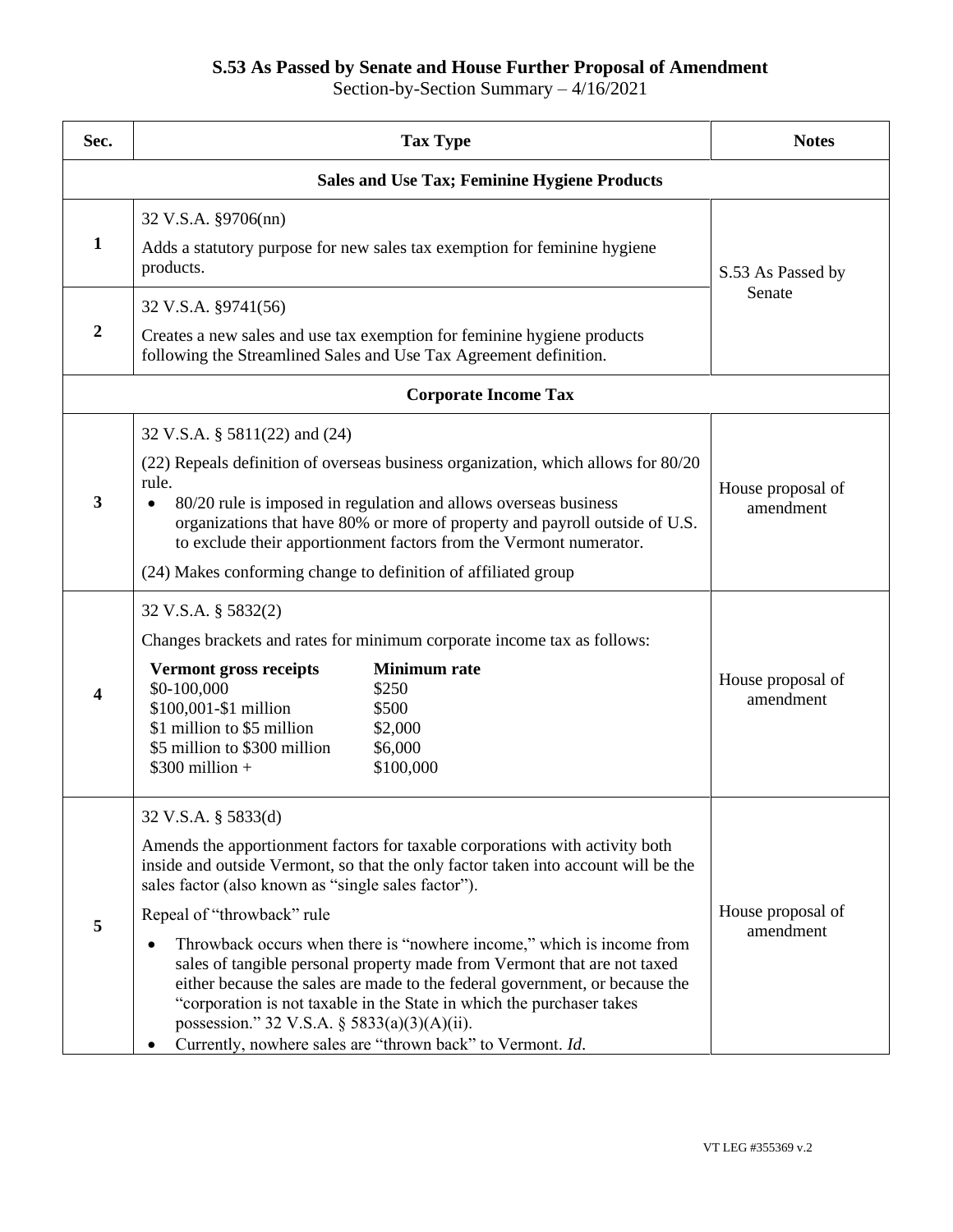# S.53 As Passed by Senate and House Further Proposal of Amendment

Section-by-Section Summary – 4/16/2021

| Sec. | Tax Type | Notes |
|---|---|---|
| | **Sales and Use Tax; Feminine Hygiene Products** | |
| 1 | 32 V.S.A. §9706(nn)<br><br>Adds a statutory purpose for new sales tax exemption for feminine hygiene products. | S.53 As Passed by Senate |
| 2 | 32 V.S.A. §9741(56)<br><br>Creates a new sales and use tax exemption for feminine hygiene products following the Streamlined Sales and Use Tax Agreement definition. | |
| | **Corporate Income Tax** | |
| 3 | 32 V.S.A. § 5811(22) and (24)<br><br>(22) Repeals definition of overseas business organization, which allows for 80/20 rule.<br>• 80/20 rule is imposed in regulation and allows overseas business organizations that have 80% or more of property and payroll outside of U.S. to exclude their apportionment factors from the Vermont numerator.<br><br>(24) Makes conforming change to definition of affiliated group | House proposal of amendment |
| 4 | 32 V.S.A. § 5832(2)<br><br>Changes brackets and rates for minimum corporate income tax as follows:<br><br>**Vermont gross receipts** — **Minimum rate**<br>$0-100,000 — $250<br>$100,001-$1 million — $500<br>$1 million to $5 million — $2,000<br>$5 million to $300 million — $6,000<br>$300 million + — $100,000 | House proposal of amendment |
| 5 | 32 V.S.A. § 5833(d)<br><br>Amends the apportionment factors for taxable corporations with activity both inside and outside Vermont, so that the only factor taken into account will be the sales factor (also known as "single sales factor").<br><br>Repeal of "throwback" rule<br>• Throwback occurs when there is "nowhere income," which is income from sales of tangible personal property made from Vermont that are not taxed either because the sales are made to the federal government, or because the "corporation is not taxable in the State in which the purchaser takes possession." 32 V.S.A. § 5833(a)(3)(A)(ii).<br>• Currently, nowhere sales are "thrown back" to Vermont. *Id*. | House proposal of amendment |

VT LEG #355369 v.2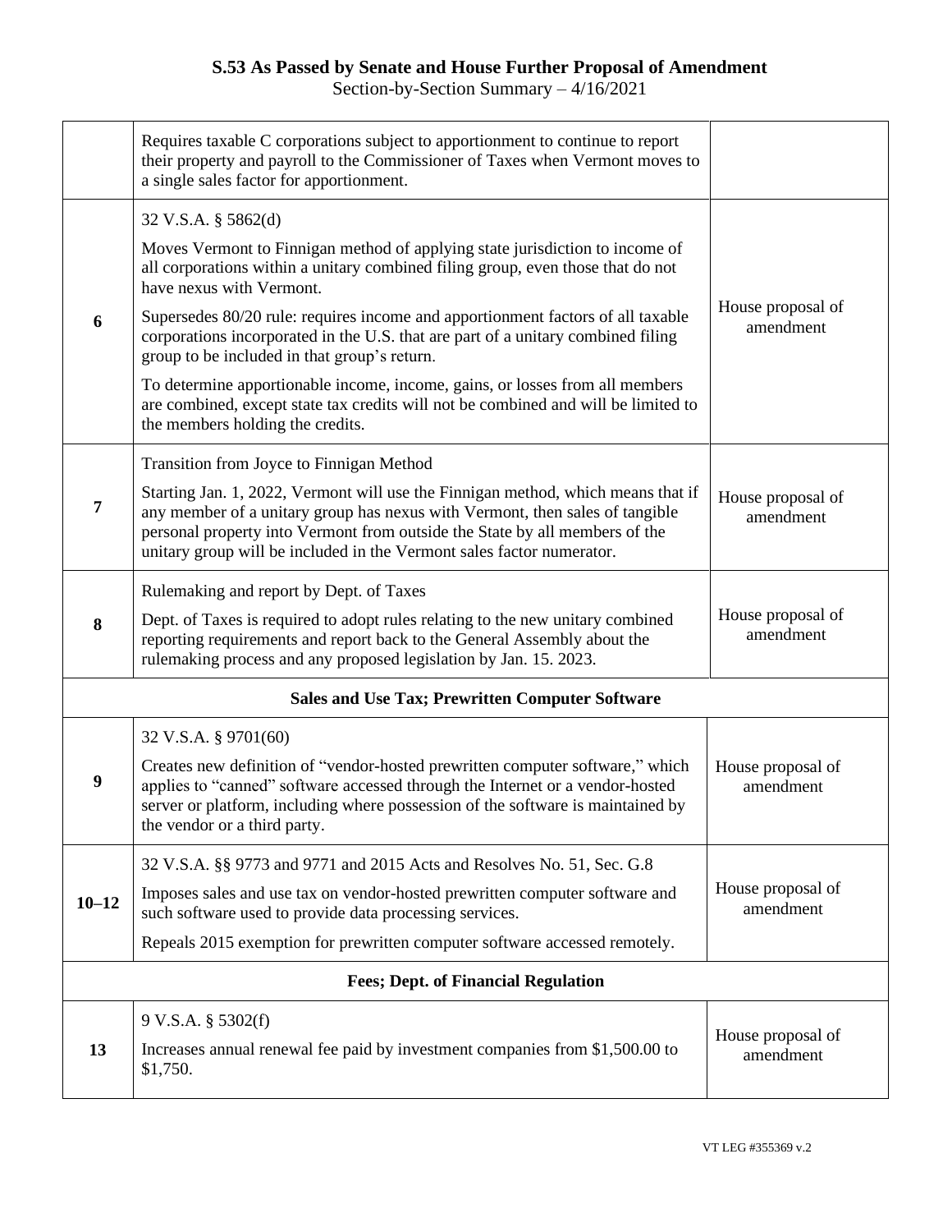# S.53 As Passed by Senate and House Further Proposal of Amendment

Section-by-Section Summary – 4/16/2021

| | | |
|---|---|---|
| | Requires taxable C corporations subject to apportionment to continue to report their property and payroll to the Commissioner of Taxes when Vermont moves to a single sales factor for apportionment. | |
| **6** | 32 V.S.A. § 5862(d)<br><br>Moves Vermont to Finnigan method of applying state jurisdiction to income of all corporations within a unitary combined filing group, even those that do not have nexus with Vermont.<br><br>Supersedes 80/20 rule: requires income and apportionment factors of all taxable corporations incorporated in the U.S. that are part of a unitary combined filing group to be included in that group's return.<br><br>To determine apportionable income, income, gains, or losses from all members are combined, except state tax credits will not be combined and will be limited to the members holding the credits. | House proposal of amendment |
| **7** | Transition from Joyce to Finnigan Method<br><br>Starting Jan. 1, 2022, Vermont will use the Finnigan method, which means that if any member of a unitary group has nexus with Vermont, then sales of tangible personal property into Vermont from outside the State by all members of the unitary group will be included in the Vermont sales factor numerator. | House proposal of amendment |
| **8** | Rulemaking and report by Dept. of Taxes<br><br>Dept. of Taxes is required to adopt rules relating to the new unitary combined reporting requirements and report back to the General Assembly about the rulemaking process and any proposed legislation by Jan. 15. 2023. | House proposal of amendment |
| | **Sales and Use Tax; Prewritten Computer Software** | |
| **9** | 32 V.S.A. § 9701(60)<br><br>Creates new definition of "vendor-hosted prewritten computer software," which applies to "canned" software accessed through the Internet or a vendor-hosted server or platform, including where possession of the software is maintained by the vendor or a third party. | House proposal of amendment |
| **10–12** | 32 V.S.A. §§ 9773 and 9771 and 2015 Acts and Resolves No. 51, Sec. G.8<br><br>Imposes sales and use tax on vendor-hosted prewritten computer software and such software used to provide data processing services.<br><br>Repeals 2015 exemption for prewritten computer software accessed remotely. | House proposal of amendment |
| | **Fees; Dept. of Financial Regulation** | |
| **13** | 9 V.S.A. § 5302(f)<br><br>Increases annual renewal fee paid by investment companies from $1,500.00 to $1,750. | House proposal of amendment |

VT LEG #355369 v.2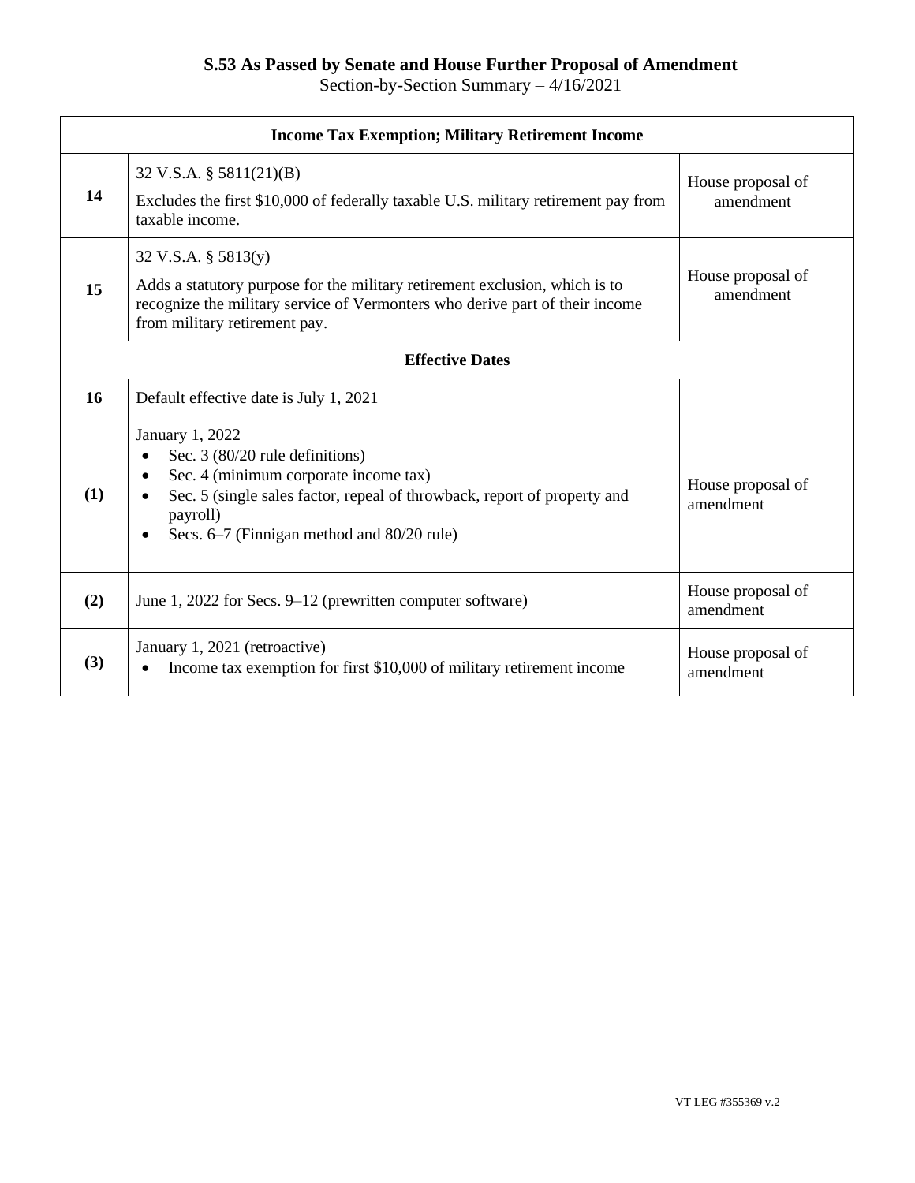**S.53 As Passed by Senate and House Further Proposal of Amendment**

Section-by-Section Summary – 4/16/2021

| | | |
|---|---|---|
| **Income Tax Exemption; Military Retirement Income** | | |
| **14** | 32 V.S.A. § 5811(21)(B)<br>Excludes the first $10,000 of federally taxable U.S. military retirement pay from taxable income. | House proposal of amendment |
| **15** | 32 V.S.A. § 5813(y)<br>Adds a statutory purpose for the military retirement exclusion, which is to recognize the military service of Vermonters who derive part of their income from military retirement pay. | House proposal of amendment |
| **Effective Dates** | | |
| **16** | Default effective date is July 1, 2021 | |
| **(1)** | January 1, 2022<br>• Sec. 3 (80/20 rule definitions)<br>• Sec. 4 (minimum corporate income tax)<br>• Sec. 5 (single sales factor, repeal of throwback, report of property and payroll)<br>• Secs. 6–7 (Finnigan method and 80/20 rule) | House proposal of amendment |
| **(2)** | June 1, 2022 for Secs. 9–12 (prewritten computer software) | House proposal of amendment |
| **(3)** | January 1, 2021 (retroactive)<br>• Income tax exemption for first $10,000 of military retirement income | House proposal of amendment |

VT LEG #355369 v.2